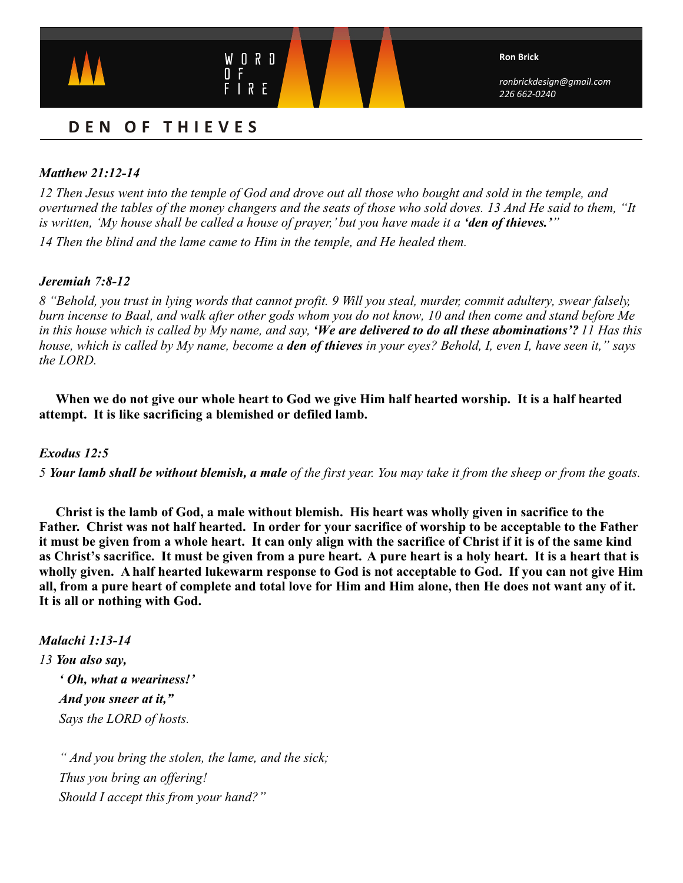# DEN OF THIEVES

***Matthew 21:12-14***

*12 Then Jesus went into the temple of God and drove out all those who bought and sold in the temple, and overturned the tables of the money changers and the seats of those who sold doves. 13 And He said to them, "It is written, 'My house shall be called a house of prayer,' but you have made it a **'den of thieves.'**"*

*14 Then the blind and the lame came to Him in the temple, and He healed them.*

***Jeremiah 7:8-12***

*8 "Behold, you trust in lying words that cannot profit. 9 Will you steal, murder, commit adultery, swear falsely, burn incense to Baal, and walk after other gods whom you do not know, 10 and then come and stand before Me in this house which is called by My name, and say, **'We are delivered to do all these abominations'?** 11 Has this house, which is called by My name, become a **den of thieves** in your eyes? Behold, I, even I, have seen it," says the LORD.*

**When we do not give our whole heart to God we give Him half hearted worship. It is a half hearted attempt. It is like sacrificing a blemished or defiled lamb.**

***Exodus 12:5***

*5 **Your lamb shall be without blemish, a male** of the first year. You may take it from the sheep or from the goats.*

**Christ is the lamb of God, a male without blemish. His heart was wholly given in sacrifice to the Father. Christ was not half hearted. In order for your sacrifice of worship to be acceptable to the Father it must be given from a whole heart. It can only align with the sacrifice of Christ if it is of the same kind as Christ's sacrifice. It must be given from a pure heart. A pure heart is a holy heart. It is a heart that is wholly given. A half hearted lukewarm response to God is not acceptable to God. If you can not give Him all, from a pure heart of complete and total love for Him and Him alone, then He does not want any of it. It is all or nothing with God.**

***Malachi 1:13-14***

*13 **You also say,***
***' Oh, what a weariness!'***
***And you sneer at it,"***
*Says the LORD of hosts.*

*" And you bring the stolen, the lame, and the sick;*
*Thus you bring an offering!*
*Should I accept this from your hand?"*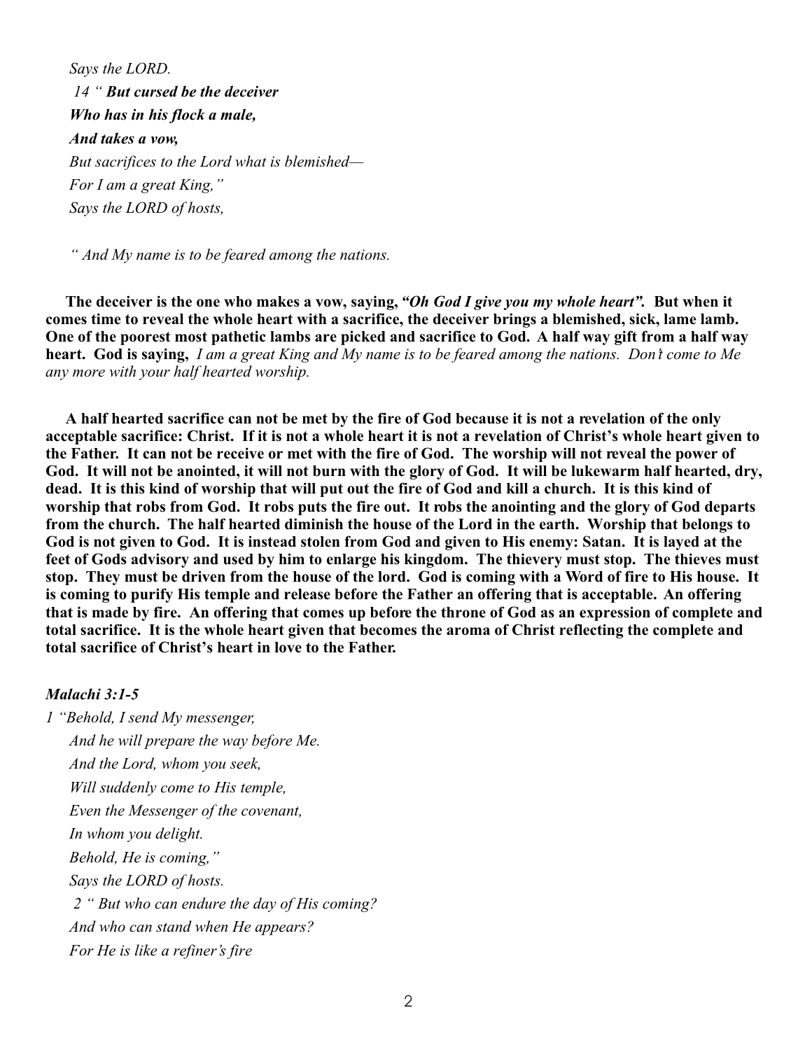*Says the LORD.*

*14 " **But cursed be the deceiver***

***Who has in his flock a male,***

***And takes a vow,***

*But sacrifices to the Lord what is blemished—*

*For I am a great King,"*

*Says the LORD of hosts,*

*" And My name is to be feared among the nations.*

**The deceiver is the one who makes a vow, saying, *"Oh God I give you my whole heart".* But when it comes time to reveal the whole heart with a sacrifice, the deceiver brings a blemished, sick, lame lamb. One of the poorest most pathetic lambs are picked and sacrifice to God. A half way gift from a half way heart. God is saying,** *I am a great King and My name is to be feared among the nations. Don't come to Me any more with your half hearted worship.*

**A half hearted sacrifice can not be met by the fire of God because it is not a revelation of the only acceptable sacrifice: Christ. If it is not a whole heart it is not a revelation of Christ's whole heart given to the Father. It can not be receive or met with the fire of God. The worship will not reveal the power of God. It will not be anointed, it will not burn with the glory of God. It will be lukewarm half hearted, dry, dead. It is this kind of worship that will put out the fire of God and kill a church. It is this kind of worship that robs from God. It robs puts the fire out. It robs the anointing and the glory of God departs from the church. The half hearted diminish the house of the Lord in the earth. Worship that belongs to God is not given to God. It is instead stolen from God and given to His enemy: Satan. It is layed at the feet of Gods advisory and used by him to enlarge his kingdom. The thievery must stop. The thieves must stop. They must be driven from the house of the lord. God is coming with a Word of fire to His house. It is coming to purify His temple and release before the Father an offering that is acceptable. An offering that is made by fire. An offering that comes up before the throne of God as an expression of complete and total sacrifice. It is the whole heart given that becomes the aroma of Christ reflecting the complete and total sacrifice of Christ's heart in love to the Father.**

***Malachi 3:1-5***

*1 "Behold, I send My messenger,*

*And he will prepare the way before Me.*

*And the Lord, whom you seek,*

*Will suddenly come to His temple,*

*Even the Messenger of the covenant,*

*In whom you delight.*

*Behold, He is coming,"*

*Says the LORD of hosts.*

*2 " But who can endure the day of His coming?*

*And who can stand when He appears?*

*For He is like a refiner's fire*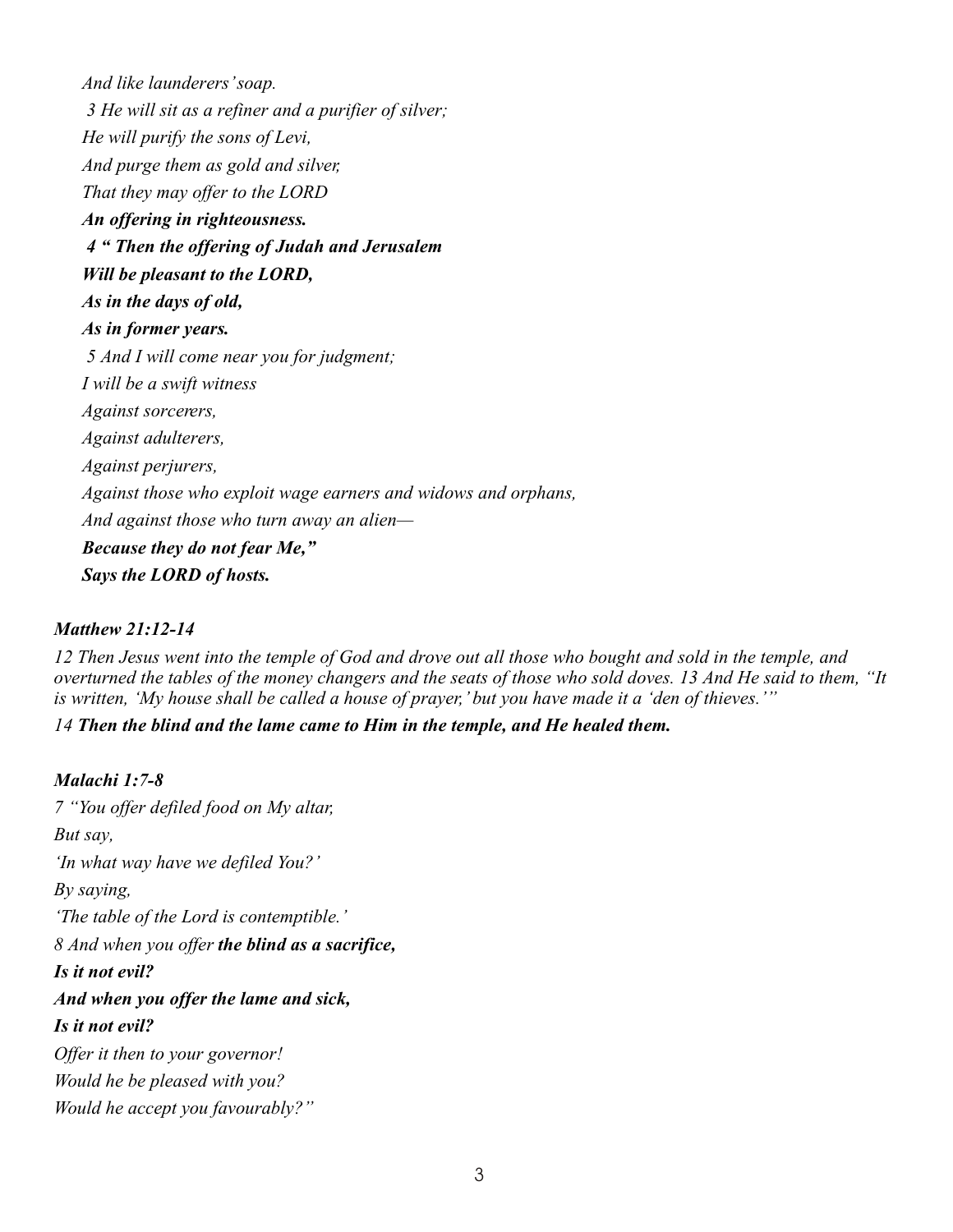*And like launderers' soap.*
*3 He will sit as a refiner and a purifier of silver;*
*He will purify the sons of Levi,*
*And purge them as gold and silver,*
*That they may offer to the LORD*
***An offering in righteousness.***
***4 " Then the offering of Judah and Jerusalem***
***Will be pleasant to the LORD,***
***As in the days of old,***
***As in former years.***
*5 And I will come near you for judgment;*
*I will be a swift witness*
*Against sorcerers,*
*Against adulterers,*
*Against perjurers,*
*Against those who exploit wage earners and widows and orphans,*
*And against those who turn away an alien—*
***Because they do not fear Me,"***
***Says the LORD of hosts.***

***Matthew 21:12-14***

*12 Then Jesus went into the temple of God and drove out all those who bought and sold in the temple, and overturned the tables of the money changers and the seats of those who sold doves. 13 And He said to them, "It is written, 'My house shall be called a house of prayer,' but you have made it a 'den of thieves.'"*

*14* ***Then the blind and the lame came to Him in the temple, and He healed them.***

***Malachi 1:7-8***

*7 "You offer defiled food on My altar,*
*But say,*
*'In what way have we defiled You?'*
*By saying,*
*'The table of the Lord is contemptible.'*
*8 And when you offer* ***the blind as a sacrifice,***
***Is it not evil?***
***And when you offer the lame and sick,***
***Is it not evil?***
*Offer it then to your governor!*
*Would he be pleased with you?*
*Would he accept you favourably?"*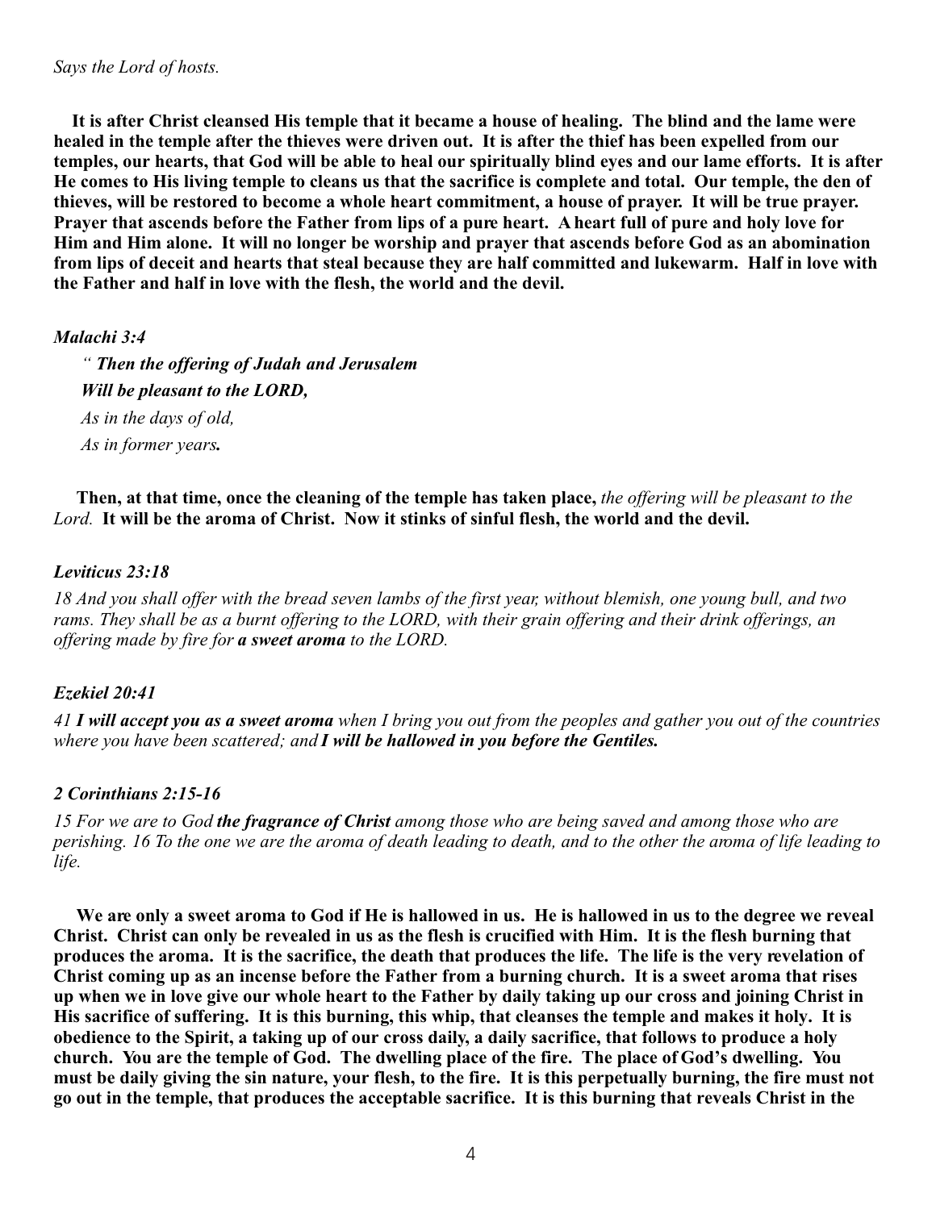*Says the Lord of hosts.*

**It is after Christ cleansed His temple that it became a house of healing. The blind and the lame were healed in the temple after the thieves were driven out. It is after the thief has been expelled from our temples, our hearts, that God will be able to heal our spiritually blind eyes and our lame efforts. It is after He comes to His living temple to cleans us that the sacrifice is complete and total. Our temple, the den of thieves, will be restored to become a whole heart commitment, a house of prayer. It will be true prayer. Prayer that ascends before the Father from lips of a pure heart. A heart full of pure and holy love for Him and Him alone. It will no longer be worship and prayer that ascends before God as an abomination from lips of deceit and hearts that steal because they are half committed and lukewarm. Half in love with the Father and half in love with the flesh, the world and the devil.**

***Malachi 3:4***

*" **Then the offering of Judah and Jerusalem***
***Will be pleasant to the LORD,***
*As in the days of old,*
*As in former years**.***

**Then, at that time, once the cleaning of the temple has taken place,** *the offering will be pleasant to the Lord.* **It will be the aroma of Christ. Now it stinks of sinful flesh, the world and the devil.**

***Leviticus 23:18***

*18 And you shall offer with the bread seven lambs of the first year, without blemish, one young bull, and two rams. They shall be as a burnt offering to the LORD, with their grain offering and their drink offerings, an offering made by fire for **a sweet aroma** to the LORD.*

***Ezekiel 20:41***

*41 **I will accept you as a sweet aroma** when I bring you out from the peoples and gather you out of the countries where you have been scattered; and **I will be hallowed in you before the Gentiles.***

***2 Corinthians 2:15-16***

*15 For we are to God **the fragrance of Christ** among those who are being saved and among those who are perishing. 16 To the one we are the aroma of death leading to death, and to the other the aroma of life leading to life.*

**We are only a sweet aroma to God if He is hallowed in us. He is hallowed in us to the degree we reveal Christ. Christ can only be revealed in us as the flesh is crucified with Him. It is the flesh burning that produces the aroma. It is the sacrifice, the death that produces the life. The life is the very revelation of Christ coming up as an incense before the Father from a burning church. It is a sweet aroma that rises up when we in love give our whole heart to the Father by daily taking up our cross and joining Christ in His sacrifice of suffering. It is this burning, this whip, that cleanses the temple and makes it holy. It is obedience to the Spirit, a taking up of our cross daily, a daily sacrifice, that follows to produce a holy church. You are the temple of God. The dwelling place of the fire. The place of God's dwelling. You must be daily giving the sin nature, your flesh, to the fire. It is this perpetually burning, the fire must not go out in the temple, that produces the acceptable sacrifice. It is this burning that reveals Christ in the**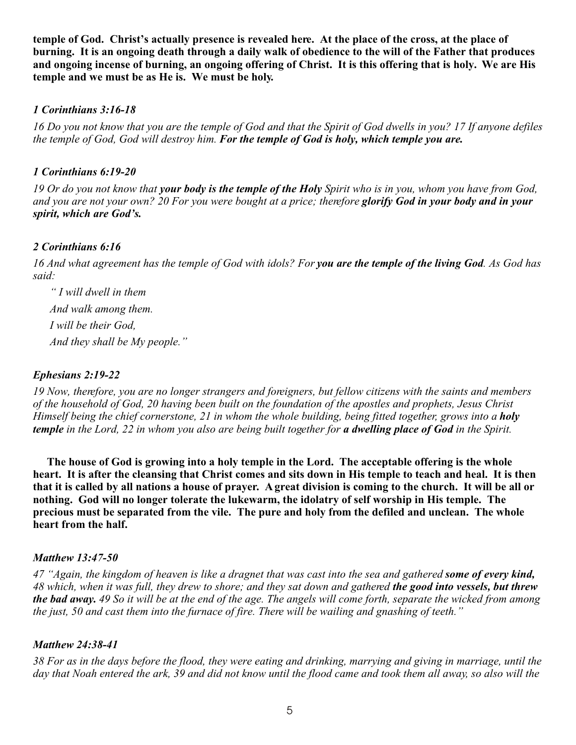**temple of God. Christ's actually presence is revealed here. At the place of the cross, at the place of burning. It is an ongoing death through a daily walk of obedience to the will of the Father that produces and ongoing incense of burning, an ongoing offering of Christ. It is this offering that is holy. We are His temple and we must be as He is. We must be holy.**

***1 Corinthians 3:16-18***

*16 Do you not know that you are the temple of God and that the Spirit of God dwells in you? 17 If anyone defiles the temple of God, God will destroy him.* ***For the temple of God is holy, which temple you are.***

***1 Corinthians 6:19-20***

*19 Or do you not know that* ***your body is the temple of the Holy*** *Spirit who is in you, whom you have from God, and you are not your own? 20 For you were bought at a price; therefore* ***glorify God in your body and in your spirit, which are God's.***

***2 Corinthians 6:16***

*16 And what agreement has the temple of God with idols? For* ***you are the temple of the living God****. As God has said:*

*" I will dwell in them*  
*And walk among them.*  
*I will be their God,*  
*And they shall be My people."*

***Ephesians 2:19-22***

*19 Now, therefore, you are no longer strangers and foreigners, but fellow citizens with the saints and members of the household of God, 20 having been built on the foundation of the apostles and prophets, Jesus Christ Himself being the chief cornerstone, 21 in whom the whole building, being fitted together, grows into a* ***holy temple*** *in the Lord, 22 in whom you also are being built together for* ***a dwelling place of God*** *in the Spirit.*

**The house of God is growing into a holy temple in the Lord. The acceptable offering is the whole heart. It is after the cleansing that Christ comes and sits down in His temple to teach and heal. It is then that it is called by all nations a house of prayer. A great division is coming to the church. It will be all or nothing. God will no longer tolerate the lukewarm, the idolatry of self worship in His temple. The precious must be separated from the vile. The pure and holy from the defiled and unclean. The whole heart from the half.**

***Matthew 13:47-50***

*47 "Again, the kingdom of heaven is like a dragnet that was cast into the sea and gathered* ***some of every kind,*** *48 which, when it was full, they drew to shore; and they sat down and gathered* ***the good into vessels, but threw the bad away.*** *49 So it will be at the end of the age. The angels will come forth, separate the wicked from among the just, 50 and cast them into the furnace of fire. There will be wailing and gnashing of teeth."*

***Matthew 24:38-41***

*38 For as in the days before the flood, they were eating and drinking, marrying and giving in marriage, until the day that Noah entered the ark, 39 and did not know until the flood came and took them all away, so also will the*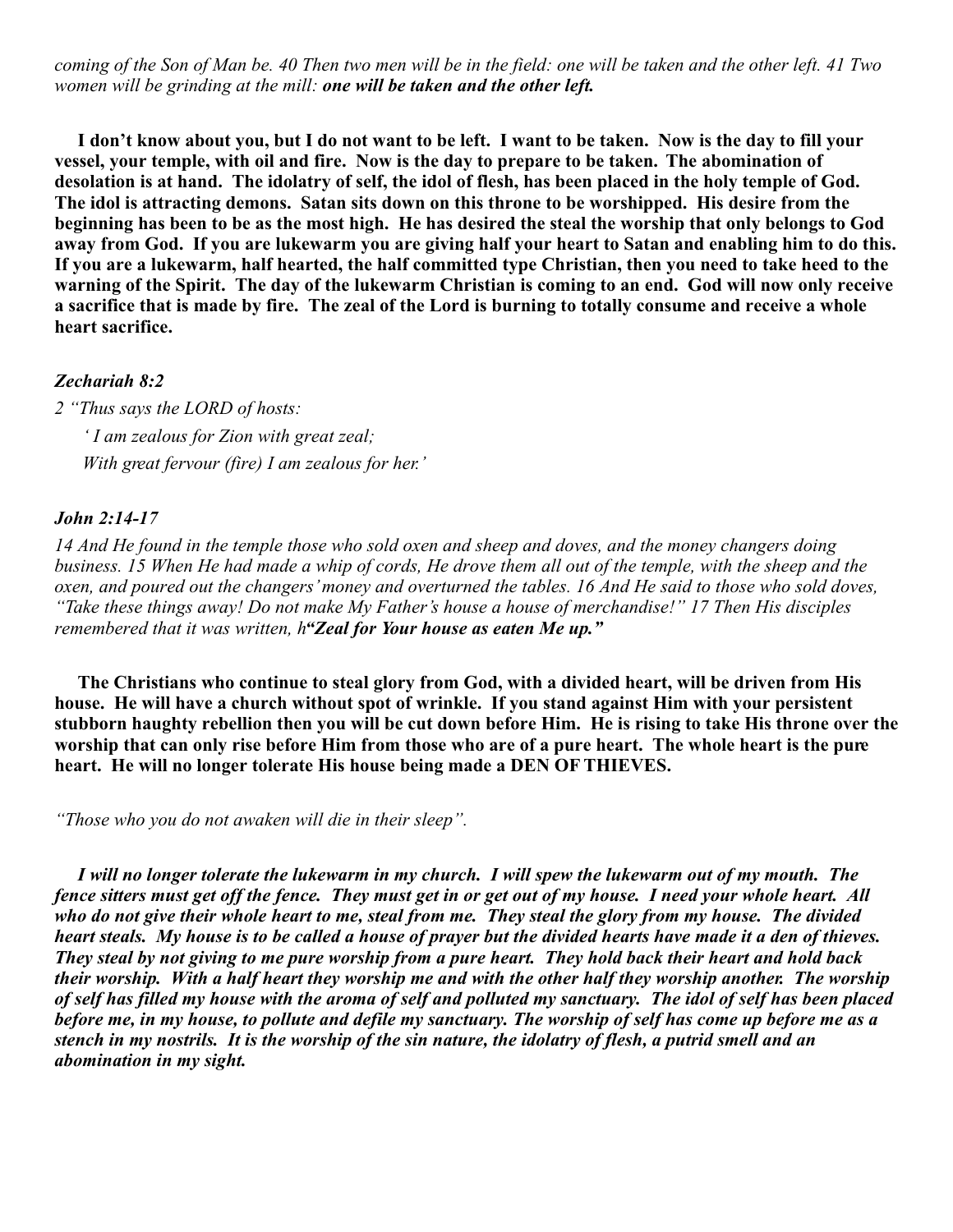*coming of the Son of Man be. 40 Then two men will be in the field: one will be taken and the other left. 41 Two women will be grinding at the mill:* ***one will be taken and the other left.***

**I don't know about you, but I do not want to be left. I want to be taken. Now is the day to fill your vessel, your temple, with oil and fire. Now is the day to prepare to be taken. The abomination of desolation is at hand. The idolatry of self, the idol of flesh, has been placed in the holy temple of God. The idol is attracting demons. Satan sits down on this throne to be worshipped. His desire from the beginning has been to be as the most high. He has desired the steal the worship that only belongs to God away from God. If you are lukewarm you are giving half your heart to Satan and enabling him to do this. If you are a lukewarm, half hearted, the half committed type Christian, then you need to take heed to the warning of the Spirit. The day of the lukewarm Christian is coming to an end. God will now only receive a sacrifice that is made by fire. The zeal of the Lord is burning to totally consume and receive a whole heart sacrifice.**

***Zechariah 8:2***

*2 "Thus says the LORD of hosts:*

*' I am zealous for Zion with great zeal;*

*With great fervour (fire) I am zealous for her.'*

***John 2:14-17***

*14 And He found in the temple those who sold oxen and sheep and doves, and the money changers doing business. 15 When He had made a whip of cords, He drove them all out of the temple, with the sheep and the oxen, and poured out the changers' money and overturned the tables. 16 And He said to those who sold doves, "Take these things away! Do not make My Father's house a house of merchandise!" 17 Then His disciples remembered that it was written, h****"Zeal for Your house as eaten Me up."***

**The Christians who continue to steal glory from God, with a divided heart, will be driven from His house. He will have a church without spot of wrinkle. If you stand against Him with your persistent stubborn haughty rebellion then you will be cut down before Him. He is rising to take His throne over the worship that can only rise before Him from those who are of a pure heart. The whole heart is the pure heart. He will no longer tolerate His house being made a DEN OF THIEVES.**

*"Those who you do not awaken will die in their sleep".*

***I will no longer tolerate the lukewarm in my church. I will spew the lukewarm out of my mouth. The fence sitters must get off the fence. They must get in or get out of my house. I need your whole heart. All who do not give their whole heart to me, steal from me. They steal the glory from my house. The divided heart steals. My house is to be called a house of prayer but the divided hearts have made it a den of thieves. They steal by not giving to me pure worship from a pure heart. They hold back their heart and hold back their worship. With a half heart they worship me and with the other half they worship another. The worship of self has filled my house with the aroma of self and polluted my sanctuary. The idol of self has been placed before me, in my house, to pollute and defile my sanctuary. The worship of self has come up before me as a stench in my nostrils. It is the worship of the sin nature, the idolatry of flesh, a putrid smell and an abomination in my sight.***